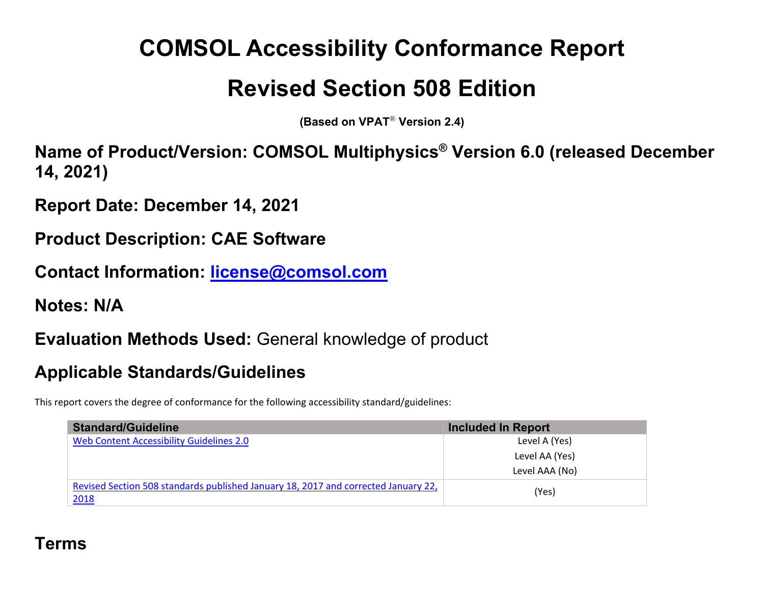# COMSOL Accessibility Conformance Report

# Revised Section 508 Edition

**(Based on VPAT® Version 2.4)**

## Name of Product/Version: COMSOL Multiphysics® Version 6.0 (released December 14, 2021)

## Report Date: December 14, 2021

## Product Description: CAE Software

## Contact Information: [license@comsol.com](mailto:license@comsol.com)

## Notes: N/A

## Evaluation Methods Used: General knowledge of product

## Applicable Standards/Guidelines

This report covers the degree of conformance for the following accessibility standard/guidelines:

| Standard/Guideline | Included In Report |
| --- | --- |
| Web Content Accessibility Guidelines 2.0 | Level A (Yes)<br>Level AA (Yes)<br>Level AAA (No) |
| Revised Section 508 standards published January 18, 2017 and corrected January 22, 2018 | (Yes) |

## Terms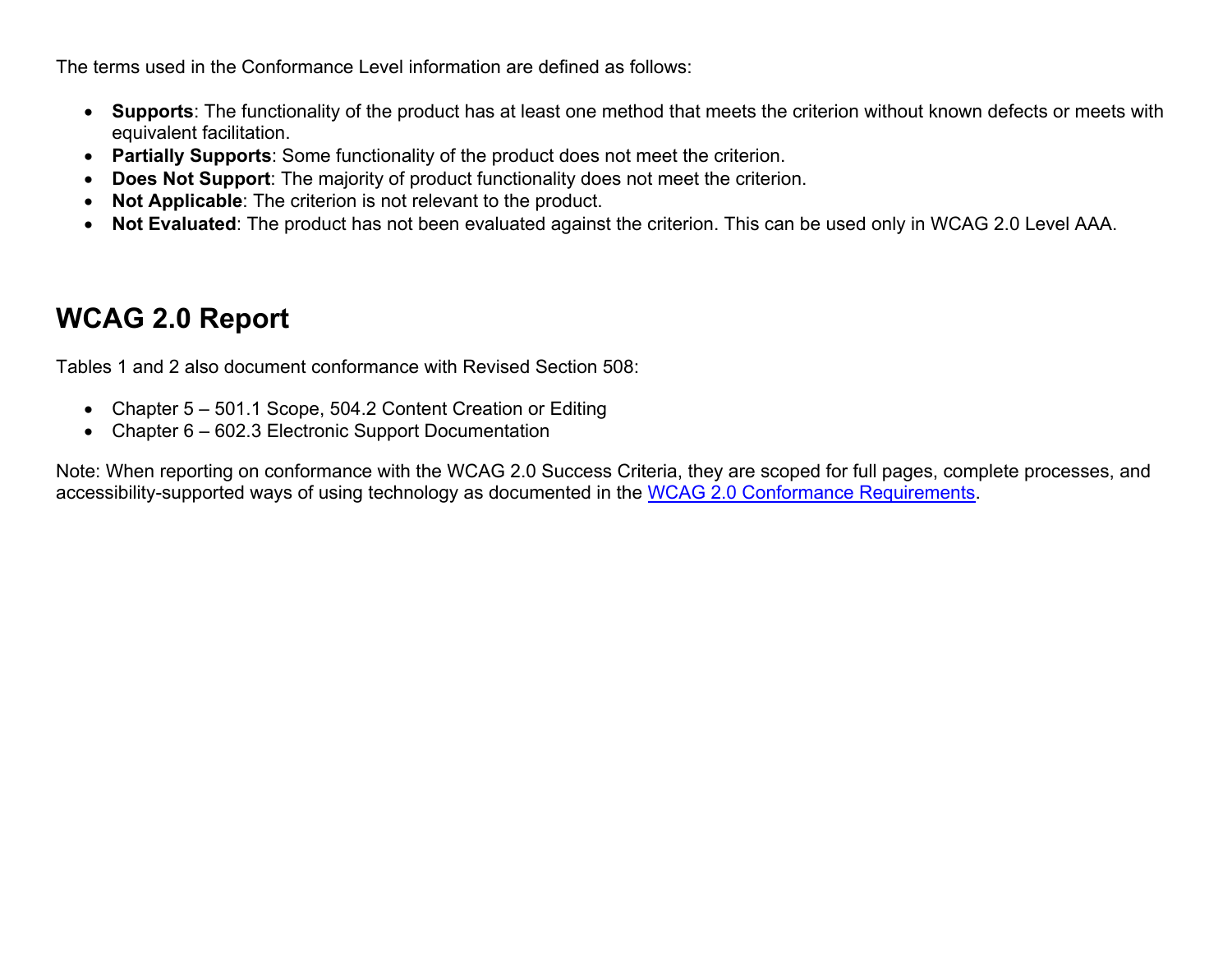The terms used in the Conformance Level information are defined as follows:

- **Supports**: The functionality of the product has at least one method that meets the criterion without known defects or meets with equivalent facilitation.
- **Partially Supports**: Some functionality of the product does not meet the criterion.
- **Does Not Support**: The majority of product functionality does not meet the criterion.
- **Not Applicable**: The criterion is not relevant to the product.
- **Not Evaluated**: The product has not been evaluated against the criterion. This can be used only in WCAG 2.0 Level AAA.

## WCAG 2.0 Report

Tables 1 and 2 also document conformance with Revised Section 508:

- Chapter 5 – 501.1 Scope, 504.2 Content Creation or Editing
- Chapter 6 – 602.3 Electronic Support Documentation

Note: When reporting on conformance with the WCAG 2.0 Success Criteria, they are scoped for full pages, complete processes, and accessibility-supported ways of using technology as documented in the [WCAG 2.0 Conformance Requirements](WCAG 2.0 Conformance Requirements).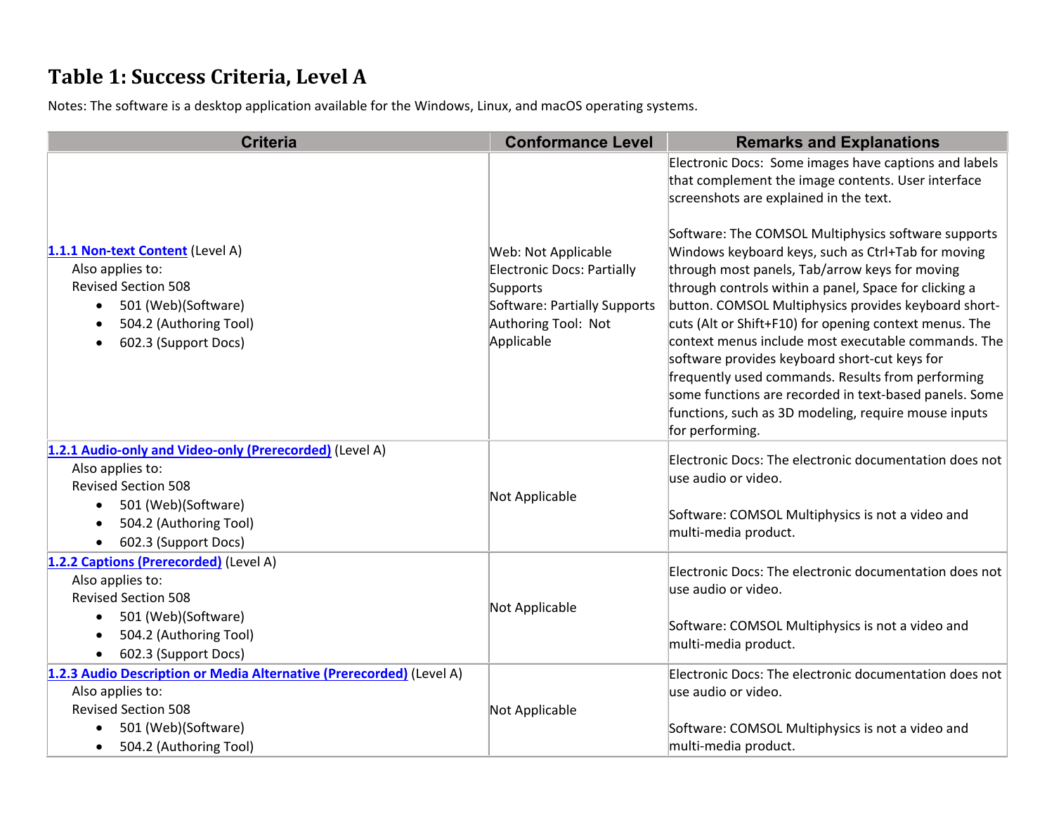## Table 1: Success Criteria, Level A

Notes: The software is a desktop application available for the Windows, Linux, and macOS operating systems.

| Criteria | Conformance Level | Remarks and Explanations |
|---|---|---|
| [1.1.1 Non-text Content](#) (Level A)<br>Also applies to:<br>Revised Section 508<br>• 501 (Web)(Software)<br>• 504.2 (Authoring Tool)<br>• 602.3 (Support Docs) | Web: Not Applicable<br>Electronic Docs: Partially Supports<br>Software: Partially Supports<br>Authoring Tool: Not Applicable | Electronic Docs: Some images have captions and labels that complement the image contents. User interface screenshots are explained in the text.<br><br>Software: The COMSOL Multiphysics software supports Windows keyboard keys, such as Ctrl+Tab for moving through most panels, Tab/arrow keys for moving through controls within a panel, Space for clicking a button. COMSOL Multiphysics provides keyboard short-cuts (Alt or Shift+F10) for opening context menus. The context menus include most executable commands. The software provides keyboard short-cut keys for frequently used commands. Results from performing some functions are recorded in text-based panels. Some functions, such as 3D modeling, require mouse inputs for performing. |
| [1.2.1 Audio-only and Video-only (Prerecorded)](#) (Level A)<br>Also applies to:<br>Revised Section 508<br>• 501 (Web)(Software)<br>• 504.2 (Authoring Tool)<br>• 602.3 (Support Docs) | Not Applicable | Electronic Docs: The electronic documentation does not use audio or video.<br><br>Software: COMSOL Multiphysics is not a video and multi-media product. |
| [1.2.2 Captions (Prerecorded)](#) (Level A)<br>Also applies to:<br>Revised Section 508<br>• 501 (Web)(Software)<br>• 504.2 (Authoring Tool)<br>• 602.3 (Support Docs) | Not Applicable | Electronic Docs: The electronic documentation does not use audio or video.<br><br>Software: COMSOL Multiphysics is not a video and multi-media product. |
| [1.2.3 Audio Description or Media Alternative (Prerecorded)](#) (Level A)<br>Also applies to:<br>Revised Section 508<br>• 501 (Web)(Software)<br>• 504.2 (Authoring Tool) | Not Applicable | Electronic Docs: The electronic documentation does not use audio or video.<br><br>Software: COMSOL Multiphysics is not a video and multi-media product. |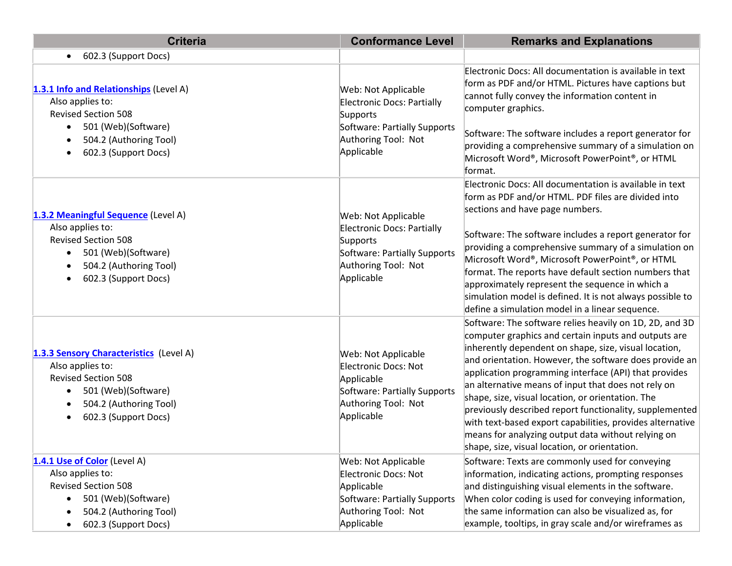| Criteria | Conformance Level | Remarks and Explanations |
|---|---|---|
| • 602.3 (Support Docs) | | |
| **[1.3.1 Info and Relationships](#)** (Level A)<br>Also applies to:<br>Revised Section 508<br>• 501 (Web)(Software)<br>• 504.2 (Authoring Tool)<br>• 602.3 (Support Docs) | Web: Not Applicable<br>Electronic Docs: Partially Supports<br>Software: Partially Supports<br>Authoring Tool: Not Applicable | Electronic Docs: All documentation is available in text form as PDF and/or HTML. Pictures have captions but cannot fully convey the information content in computer graphics.<br><br>Software: The software includes a report generator for providing a comprehensive summary of a simulation on Microsoft Word®, Microsoft PowerPoint®, or HTML format. |
| **[1.3.2 Meaningful Sequence](#)** (Level A)<br>Also applies to:<br>Revised Section 508<br>• 501 (Web)(Software)<br>• 504.2 (Authoring Tool)<br>• 602.3 (Support Docs) | Web: Not Applicable<br>Electronic Docs: Partially Supports<br>Software: Partially Supports<br>Authoring Tool: Not Applicable | Electronic Docs: All documentation is available in text form as PDF and/or HTML. PDF files are divided into sections and have page numbers.<br><br>Software: The software includes a report generator for providing a comprehensive summary of a simulation on Microsoft Word®, Microsoft PowerPoint®, or HTML format. The reports have default section numbers that approximately represent the sequence in which a simulation model is defined. It is not always possible to define a simulation model in a linear sequence. |
| **[1.3.3 Sensory Characteristics](#)** (Level A)<br>Also applies to:<br>Revised Section 508<br>• 501 (Web)(Software)<br>• 504.2 (Authoring Tool)<br>• 602.3 (Support Docs) | Web: Not Applicable<br>Electronic Docs: Not Applicable<br>Software: Partially Supports<br>Authoring Tool: Not Applicable | Software: The software relies heavily on 1D, 2D, and 3D computer graphics and certain inputs and outputs are inherently dependent on shape, size, visual location, and orientation. However, the software does provide an application programming interface (API) that provides an alternative means of input that does not rely on shape, size, visual location, or orientation. The previously described report functionality, supplemented with text-based export capabilities, provides alternative means for analyzing output data without relying on shape, size, visual location, or orientation. |
| **[1.4.1 Use of Color](#)** (Level A)<br>Also applies to:<br>Revised Section 508<br>• 501 (Web)(Software)<br>• 504.2 (Authoring Tool)<br>• 602.3 (Support Docs) | Web: Not Applicable<br>Electronic Docs: Not Applicable<br>Software: Partially Supports<br>Authoring Tool: Not Applicable | Software: Texts are commonly used for conveying information, indicating actions, prompting responses and distinguishing visual elements in the software. When color coding is used for conveying information, the same information can also be visualized as, for example, tooltips, in gray scale and/or wireframes as |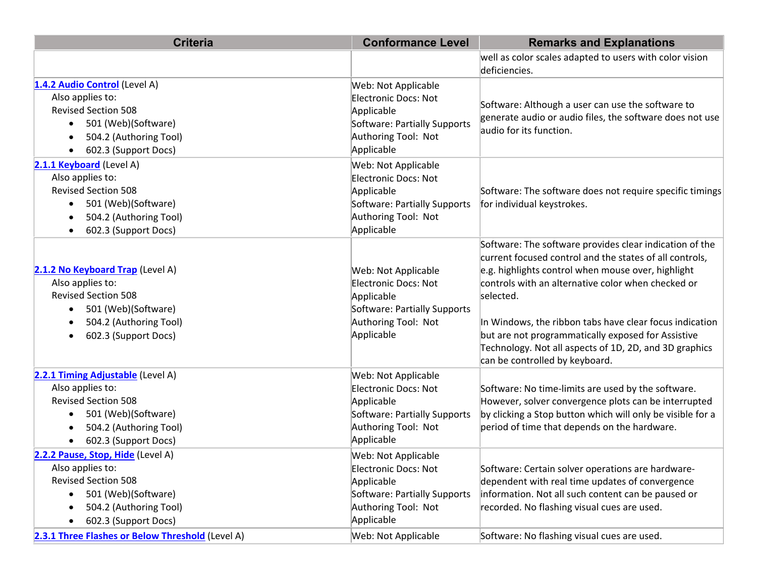| Criteria | Conformance Level | Remarks and Explanations |
|---|---|---|
| | | well as color scales adapted to users with color vision deficiencies. |
| **1.4.2 Audio Control** (Level A)<br>Also applies to:<br>Revised Section 508<br>• 501 (Web)(Software)<br>• 504.2 (Authoring Tool)<br>• 602.3 (Support Docs) | Web: Not Applicable<br>Electronic Docs: Not Applicable<br>Software: Partially Supports<br>Authoring Tool: Not Applicable | Software: Although a user can use the software to generate audio or audio files, the software does not use audio for its function. |
| **2.1.1 Keyboard** (Level A)<br>Also applies to:<br>Revised Section 508<br>• 501 (Web)(Software)<br>• 504.2 (Authoring Tool)<br>• 602.3 (Support Docs) | Web: Not Applicable<br>Electronic Docs: Not Applicable<br>Software: Partially Supports<br>Authoring Tool: Not Applicable | Software: The software does not require specific timings for individual keystrokes. |
| **2.1.2 No Keyboard Trap** (Level A)<br>Also applies to:<br>Revised Section 508<br>• 501 (Web)(Software)<br>• 504.2 (Authoring Tool)<br>• 602.3 (Support Docs) | Web: Not Applicable<br>Electronic Docs: Not Applicable<br>Software: Partially Supports<br>Authoring Tool: Not Applicable | Software: The software provides clear indication of the current focused control and the states of all controls, e.g. highlights control when mouse over, highlight controls with an alternative color when checked or selected.<br><br>In Windows, the ribbon tabs have clear focus indication but are not programmatically exposed for Assistive Technology. Not all aspects of 1D, 2D, and 3D graphics can be controlled by keyboard. |
| **2.2.1 Timing Adjustable** (Level A)<br>Also applies to:<br>Revised Section 508<br>• 501 (Web)(Software)<br>• 504.2 (Authoring Tool)<br>• 602.3 (Support Docs) | Web: Not Applicable<br>Electronic Docs: Not Applicable<br>Software: Partially Supports<br>Authoring Tool: Not Applicable | Software: No time-limits are used by the software. However, solver convergence plots can be interrupted by clicking a Stop button which will only be visible for a period of time that depends on the hardware. |
| **2.2.2 Pause, Stop, Hide** (Level A)<br>Also applies to:<br>Revised Section 508<br>• 501 (Web)(Software)<br>• 504.2 (Authoring Tool)<br>• 602.3 (Support Docs) | Web: Not Applicable<br>Electronic Docs: Not Applicable<br>Software: Partially Supports<br>Authoring Tool: Not Applicable | Software: Certain solver operations are hardware-dependent with real time updates of convergence information. Not all such content can be paused or recorded. No flashing visual cues are used. |
| **2.3.1 Three Flashes or Below Threshold** (Level A) | Web: Not Applicable | Software: No flashing visual cues are used. |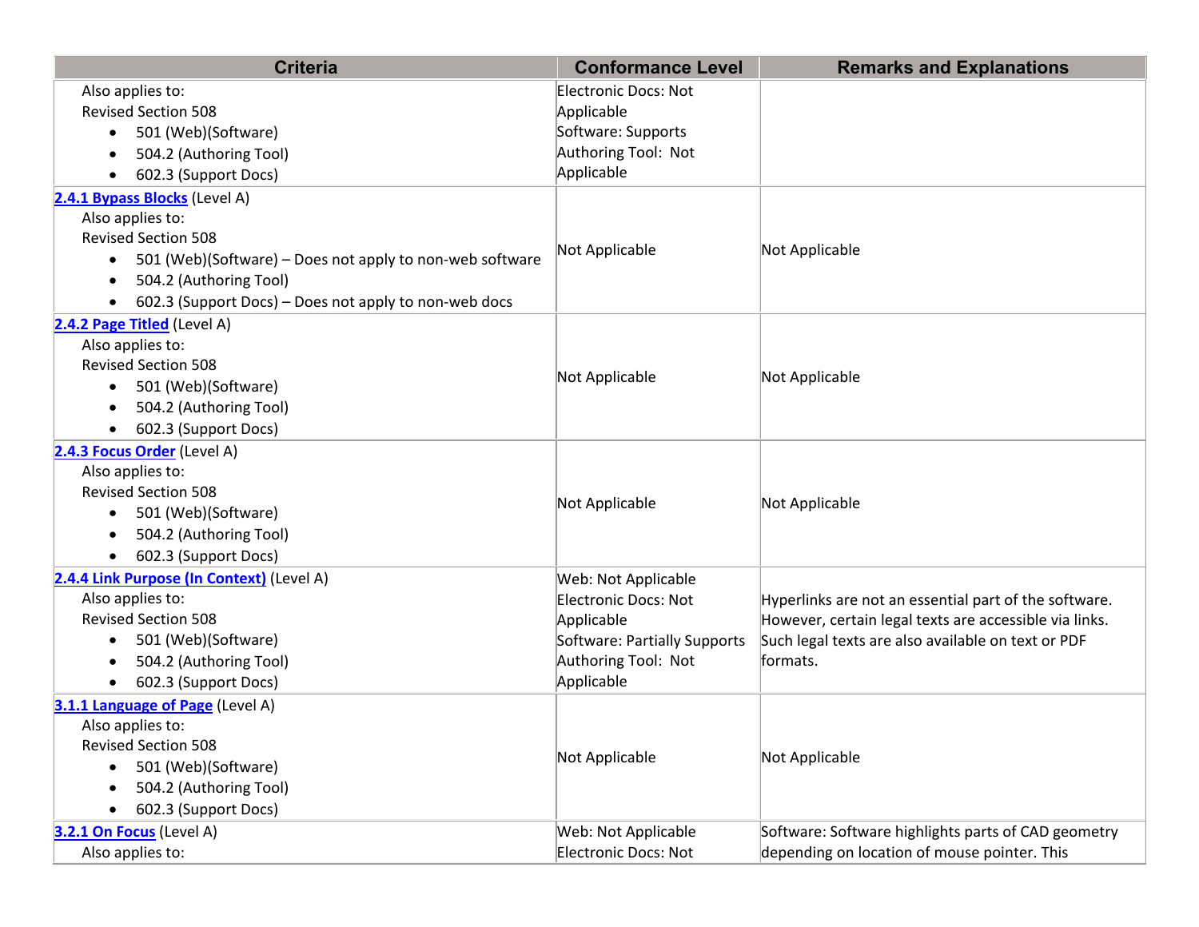| Criteria | Conformance Level | Remarks and Explanations |
|---|---|---|
| Also applies to:<br>Revised Section 508<br>• 501 (Web)(Software)<br>• 504.2 (Authoring Tool)<br>• 602.3 (Support Docs) | Electronic Docs: Not Applicable<br>Software: Supports<br>Authoring Tool: Not Applicable | |
| [2.4.1 Bypass Blocks](#) (Level A)<br>Also applies to:<br>Revised Section 508<br>• 501 (Web)(Software) – Does not apply to non-web software<br>• 504.2 (Authoring Tool)<br>• 602.3 (Support Docs) – Does not apply to non-web docs | Not Applicable | Not Applicable |
| [2.4.2 Page Titled](#) (Level A)<br>Also applies to:<br>Revised Section 508<br>• 501 (Web)(Software)<br>• 504.2 (Authoring Tool)<br>• 602.3 (Support Docs) | Not Applicable | Not Applicable |
| [2.4.3 Focus Order](#) (Level A)<br>Also applies to:<br>Revised Section 508<br>• 501 (Web)(Software)<br>• 504.2 (Authoring Tool)<br>• 602.3 (Support Docs) | Not Applicable | Not Applicable |
| [2.4.4 Link Purpose (In Context)](#) (Level A)<br>Also applies to:<br>Revised Section 508<br>• 501 (Web)(Software)<br>• 504.2 (Authoring Tool)<br>• 602.3 (Support Docs) | Web: Not Applicable<br>Electronic Docs: Not Applicable<br>Software: Partially Supports<br>Authoring Tool: Not Applicable | Hyperlinks are not an essential part of the software. However, certain legal texts are accessible via links. Such legal texts are also available on text or PDF formats. |
| [3.1.1 Language of Page](#) (Level A)<br>Also applies to:<br>Revised Section 508<br>• 501 (Web)(Software)<br>• 504.2 (Authoring Tool)<br>• 602.3 (Support Docs) | Not Applicable | Not Applicable |
| [3.2.1 On Focus](#) (Level A)<br>Also applies to: | Web: Not Applicable<br>Electronic Docs: Not | Software: Software highlights parts of CAD geometry depending on location of mouse pointer. This |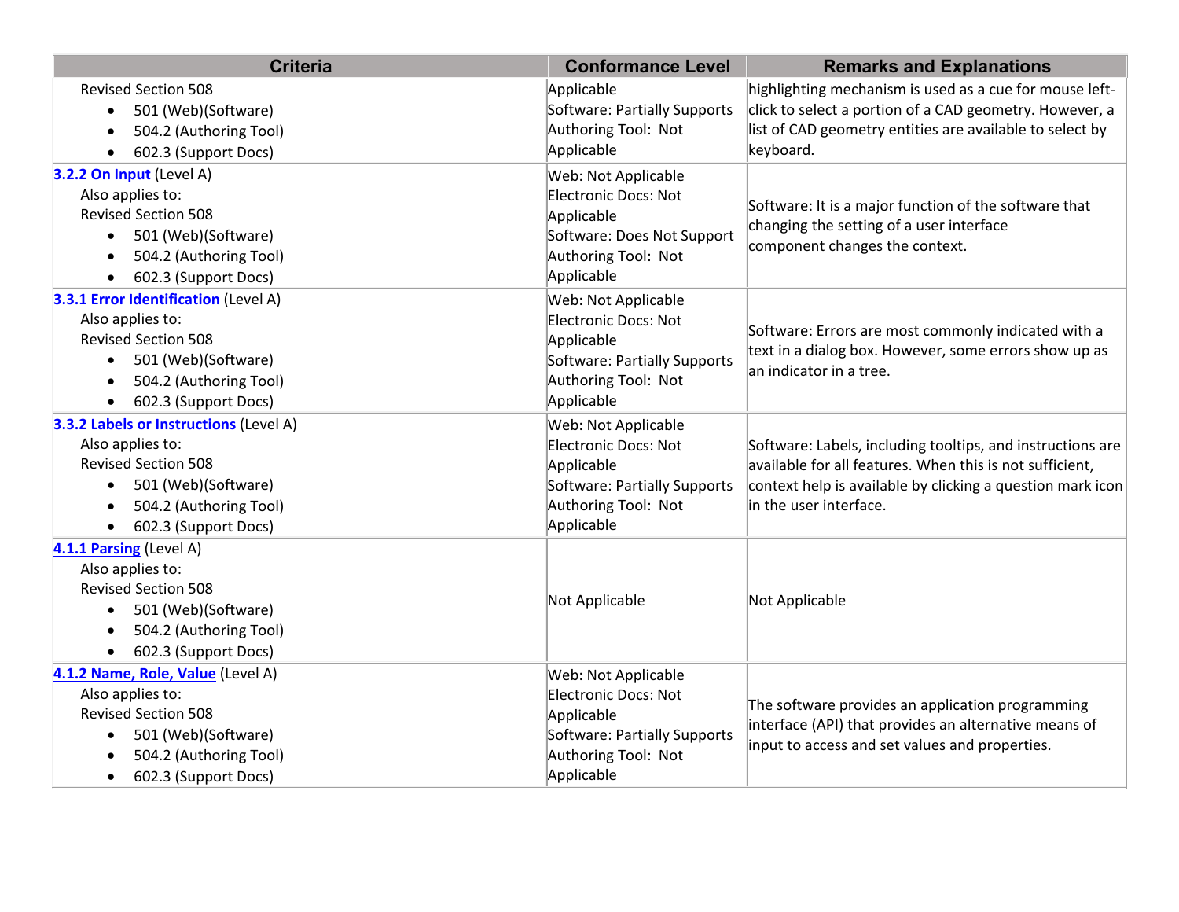| Criteria | Conformance Level | Remarks and Explanations |
| --- | --- | --- |
| Revised Section 508<br>• 501 (Web)(Software)<br>• 504.2 (Authoring Tool)<br>• 602.3 (Support Docs) | Applicable<br>Software: Partially Supports<br>Authoring Tool: Not Applicable | highlighting mechanism is used as a cue for mouse left-click to select a portion of a CAD geometry. However, a list of CAD geometry entities are available to select by keyboard. |
| **3.2.2 On Input** (Level A)<br>Also applies to:<br>Revised Section 508<br>• 501 (Web)(Software)<br>• 504.2 (Authoring Tool)<br>• 602.3 (Support Docs) | Web: Not Applicable<br>Electronic Docs: Not Applicable<br>Software: Does Not Support<br>Authoring Tool: Not Applicable | Software: It is a major function of the software that changing the setting of a user interface component changes the context. |
| **3.3.1 Error Identification** (Level A)<br>Also applies to:<br>Revised Section 508<br>• 501 (Web)(Software)<br>• 504.2 (Authoring Tool)<br>• 602.3 (Support Docs) | Web: Not Applicable<br>Electronic Docs: Not Applicable<br>Software: Partially Supports<br>Authoring Tool: Not Applicable | Software: Errors are most commonly indicated with a text in a dialog box. However, some errors show up as an indicator in a tree. |
| **3.3.2 Labels or Instructions** (Level A)<br>Also applies to:<br>Revised Section 508<br>• 501 (Web)(Software)<br>• 504.2 (Authoring Tool)<br>• 602.3 (Support Docs) | Web: Not Applicable<br>Electronic Docs: Not Applicable<br>Software: Partially Supports<br>Authoring Tool: Not Applicable | Software: Labels, including tooltips, and instructions are available for all features. When this is not sufficient, context help is available by clicking a question mark icon in the user interface. |
| **4.1.1 Parsing** (Level A)<br>Also applies to:<br>Revised Section 508<br>• 501 (Web)(Software)<br>• 504.2 (Authoring Tool)<br>• 602.3 (Support Docs) | Not Applicable | Not Applicable |
| **4.1.2 Name, Role, Value** (Level A)<br>Also applies to:<br>Revised Section 508<br>• 501 (Web)(Software)<br>• 504.2 (Authoring Tool)<br>• 602.3 (Support Docs) | Web: Not Applicable<br>Electronic Docs: Not Applicable<br>Software: Partially Supports<br>Authoring Tool: Not Applicable | The software provides an application programming interface (API) that provides an alternative means of input to access and set values and properties. |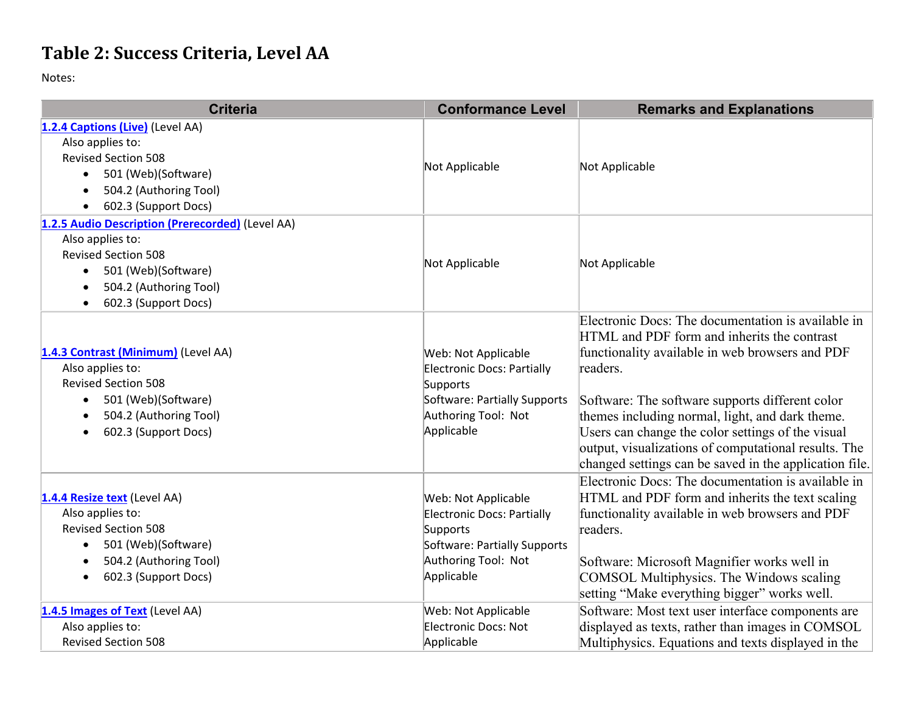## Table 2: Success Criteria, Level AA

Notes:

| Criteria | Conformance Level | Remarks and Explanations |
|---|---|---|
| [1.2.4 Captions (Live)](#) (Level AA)<br>Also applies to:<br>Revised Section 508<br>• 501 (Web)(Software)<br>• 504.2 (Authoring Tool)<br>• 602.3 (Support Docs) | Not Applicable | Not Applicable |
| [1.2.5 Audio Description (Prerecorded)](#) (Level AA)<br>Also applies to:<br>Revised Section 508<br>• 501 (Web)(Software)<br>• 504.2 (Authoring Tool)<br>• 602.3 (Support Docs) | Not Applicable | Not Applicable |
| [1.4.3 Contrast (Minimum)](#) (Level AA)<br>Also applies to:<br>Revised Section 508<br>• 501 (Web)(Software)<br>• 504.2 (Authoring Tool)<br>• 602.3 (Support Docs) | Web: Not Applicable<br>Electronic Docs: Partially Supports<br>Software: Partially Supports<br>Authoring Tool: Not Applicable | Electronic Docs: The documentation is available in HTML and PDF form and inherits the contrast functionality available in web browsers and PDF readers.<br><br>Software: The software supports different color themes including normal, light, and dark theme. Users can change the color settings of the visual output, visualizations of computational results. The changed settings can be saved in the application file. |
| [1.4.4 Resize text](#) (Level AA)<br>Also applies to:<br>Revised Section 508<br>• 501 (Web)(Software)<br>• 504.2 (Authoring Tool)<br>• 602.3 (Support Docs) | Web: Not Applicable<br>Electronic Docs: Partially Supports<br>Software: Partially Supports<br>Authoring Tool: Not Applicable | Electronic Docs: The documentation is available in HTML and PDF form and inherits the text scaling functionality available in web browsers and PDF readers.<br><br>Software: Microsoft Magnifier works well in COMSOL Multiphysics. The Windows scaling setting “Make everything bigger” works well. |
| [1.4.5 Images of Text](#) (Level AA)<br>Also applies to:<br>Revised Section 508 | Web: Not Applicable<br>Electronic Docs: Not Applicable | Software: Most text user interface components are displayed as texts, rather than images in COMSOL Multiphysics. Equations and texts displayed in the |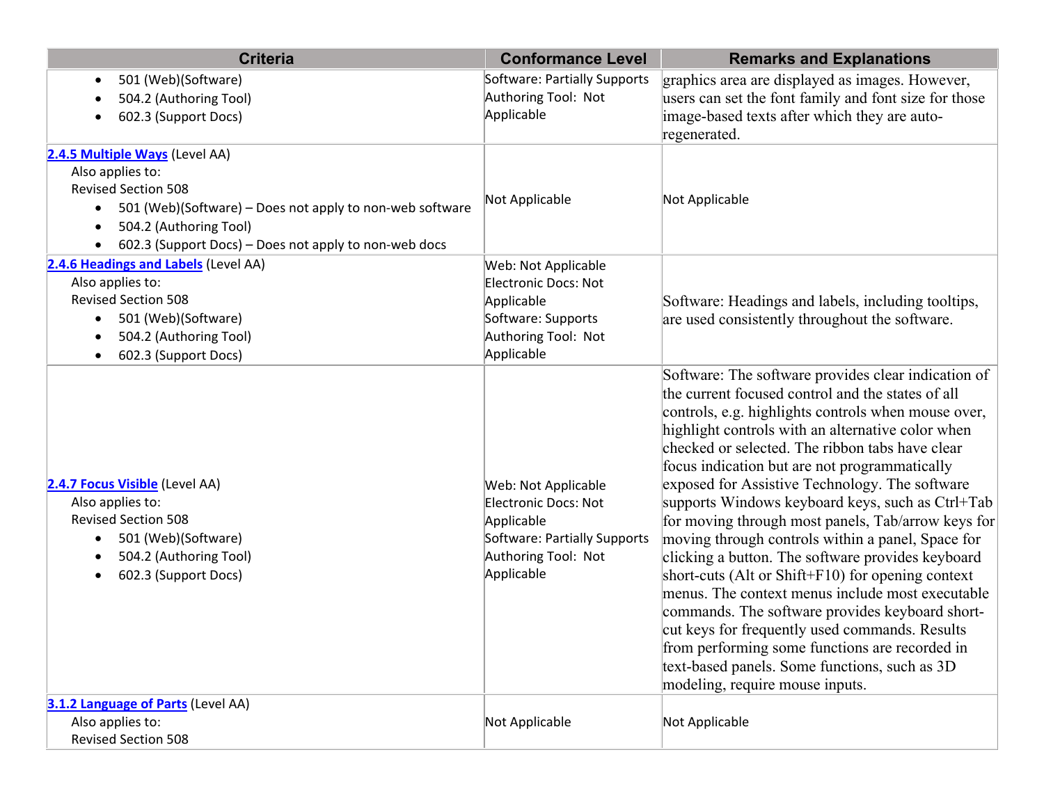| Criteria | Conformance Level | Remarks and Explanations |
|---|---|---|
| • 501 (Web)(Software)<br>• 504.2 (Authoring Tool)<br>• 602.3 (Support Docs) | Software: Partially Supports<br>Authoring Tool: Not Applicable | graphics area are displayed as images. However, users can set the font family and font size for those image-based texts after which they are auto-regenerated. |
| [2.4.5 Multiple Ways](#) (Level AA)<br>Also applies to:<br>Revised Section 508<br>• 501 (Web)(Software) – Does not apply to non-web software<br>• 504.2 (Authoring Tool)<br>• 602.3 (Support Docs) – Does not apply to non-web docs | Not Applicable | Not Applicable |
| [2.4.6 Headings and Labels](#) (Level AA)<br>Also applies to:<br>Revised Section 508<br>• 501 (Web)(Software)<br>• 504.2 (Authoring Tool)<br>• 602.3 (Support Docs) | Web: Not Applicable<br>Electronic Docs: Not Applicable<br>Software: Supports<br>Authoring Tool: Not Applicable | Software: Headings and labels, including tooltips, are used consistently throughout the software. |
| [2.4.7 Focus Visible](#) (Level AA)<br>Also applies to:<br>Revised Section 508<br>• 501 (Web)(Software)<br>• 504.2 (Authoring Tool)<br>• 602.3 (Support Docs) | Web: Not Applicable<br>Electronic Docs: Not Applicable<br>Software: Partially Supports<br>Authoring Tool: Not Applicable | Software: The software provides clear indication of the current focused control and the states of all controls, e.g. highlights controls when mouse over, highlight controls with an alternative color when checked or selected. The ribbon tabs have clear focus indication but are not programmatically exposed for Assistive Technology. The software supports Windows keyboard keys, such as Ctrl+Tab for moving through most panels, Tab/arrow keys for moving through controls within a panel, Space for clicking a button. The software provides keyboard short-cuts (Alt or Shift+F10) for opening context menus. The context menus include most executable commands. The software provides keyboard short-cut keys for frequently used commands. Results from performing some functions are recorded in text-based panels. Some functions, such as 3D modeling, require mouse inputs. |
| [3.1.2 Language of Parts](#) (Level AA)<br>Also applies to:<br>Revised Section 508 | Not Applicable | Not Applicable |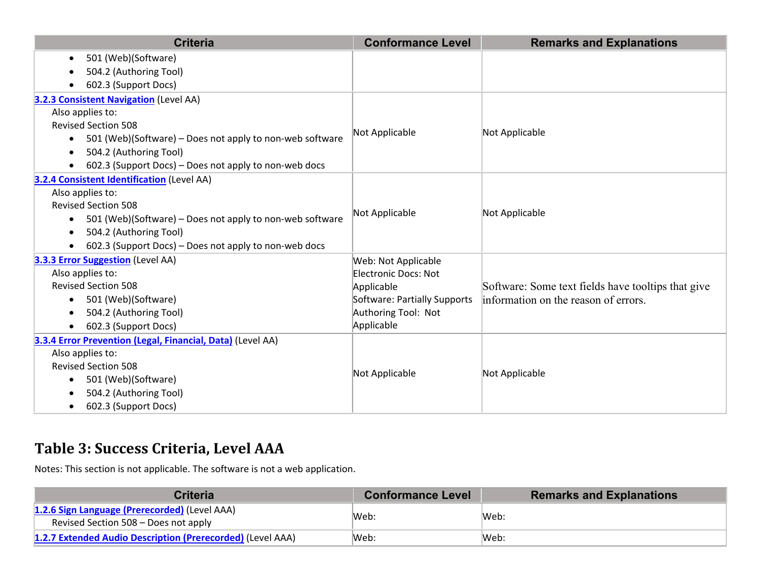| Criteria | Conformance Level | Remarks and Explanations |
|---|---|---|
| • 501 (Web)(Software)<br>• 504.2 (Authoring Tool)<br>• 602.3 (Support Docs) | | |
| **3.2.3 Consistent Navigation** (Level AA)<br>Also applies to:<br>Revised Section 508<br>• 501 (Web)(Software) – Does not apply to non-web software<br>• 504.2 (Authoring Tool)<br>• 602.3 (Support Docs) – Does not apply to non-web docs | Not Applicable | Not Applicable |
| **3.2.4 Consistent Identification** (Level AA)<br>Also applies to:<br>Revised Section 508<br>• 501 (Web)(Software) – Does not apply to non-web software<br>• 504.2 (Authoring Tool)<br>• 602.3 (Support Docs) – Does not apply to non-web docs | Not Applicable | Not Applicable |
| **3.3.3 Error Suggestion** (Level AA)<br>Also applies to:<br>Revised Section 508<br>• 501 (Web)(Software)<br>• 504.2 (Authoring Tool)<br>• 602.3 (Support Docs) | Web: Not Applicable<br>Electronic Docs: Not Applicable<br>Software: Partially Supports<br>Authoring Tool: Not Applicable | Software: Some text fields have tooltips that give information on the reason of errors. |
| **3.3.4 Error Prevention (Legal, Financial, Data)** (Level AA)<br>Also applies to:<br>Revised Section 508<br>• 501 (Web)(Software)<br>• 504.2 (Authoring Tool)<br>• 602.3 (Support Docs) | Not Applicable | Not Applicable |

## Table 3: Success Criteria, Level AAA

Notes: This section is not applicable. The software is not a web application.

| Criteria | Conformance Level | Remarks and Explanations |
|---|---|---|
| **1.2.6 Sign Language (Prerecorded)** (Level AAA)<br>Revised Section 508 – Does not apply | Web: | Web: |
| **1.2.7 Extended Audio Description (Prerecorded)** (Level AAA) | Web: | Web: |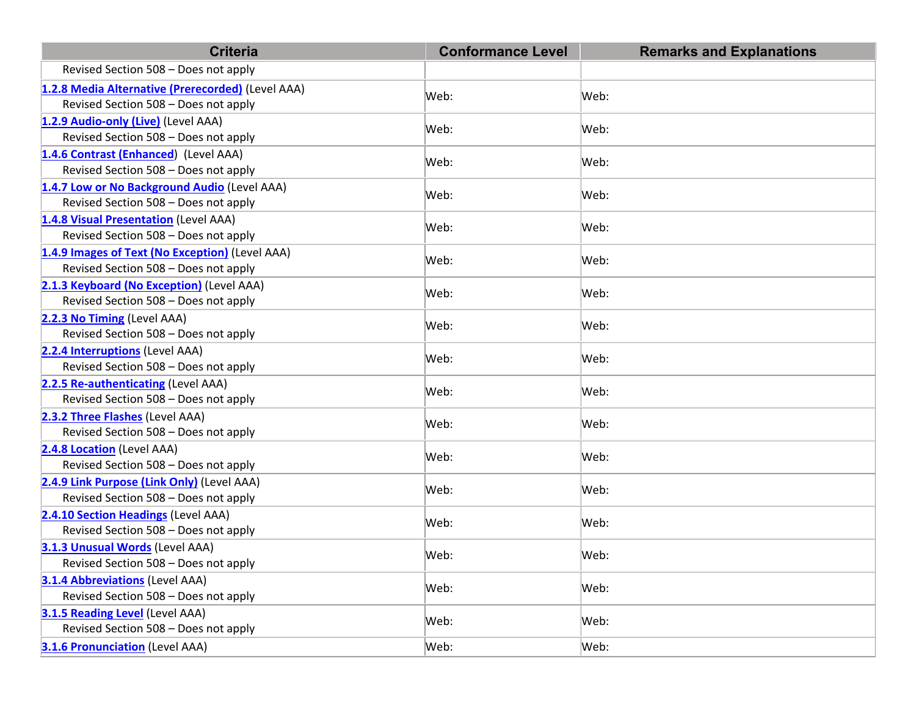| Criteria | Conformance Level | Remarks and Explanations |
|---|---|---|
| Revised Section 508 – Does not apply | | |
| **1.2.8 Media Alternative (Prerecorded)** (Level AAA)<br>Revised Section 508 – Does not apply | Web: | Web: |
| **1.2.9 Audio-only (Live)** (Level AAA)<br>Revised Section 508 – Does not apply | Web: | Web: |
| **1.4.6 Contrast (Enhanced)** (Level AAA)<br>Revised Section 508 – Does not apply | Web: | Web: |
| **1.4.7 Low or No Background Audio** (Level AAA)<br>Revised Section 508 – Does not apply | Web: | Web: |
| **1.4.8 Visual Presentation** (Level AAA)<br>Revised Section 508 – Does not apply | Web: | Web: |
| **1.4.9 Images of Text (No Exception)** (Level AAA)<br>Revised Section 508 – Does not apply | Web: | Web: |
| **2.1.3 Keyboard (No Exception)** (Level AAA)<br>Revised Section 508 – Does not apply | Web: | Web: |
| **2.2.3 No Timing** (Level AAA)<br>Revised Section 508 – Does not apply | Web: | Web: |
| **2.2.4 Interruptions** (Level AAA)<br>Revised Section 508 – Does not apply | Web: | Web: |
| **2.2.5 Re-authenticating** (Level AAA)<br>Revised Section 508 – Does not apply | Web: | Web: |
| **2.3.2 Three Flashes** (Level AAA)<br>Revised Section 508 – Does not apply | Web: | Web: |
| **2.4.8 Location** (Level AAA)<br>Revised Section 508 – Does not apply | Web: | Web: |
| **2.4.9 Link Purpose (Link Only)** (Level AAA)<br>Revised Section 508 – Does not apply | Web: | Web: |
| **2.4.10 Section Headings** (Level AAA)<br>Revised Section 508 – Does not apply | Web: | Web: |
| **3.1.3 Unusual Words** (Level AAA)<br>Revised Section 508 – Does not apply | Web: | Web: |
| **3.1.4 Abbreviations** (Level AAA)<br>Revised Section 508 – Does not apply | Web: | Web: |
| **3.1.5 Reading Level** (Level AAA)<br>Revised Section 508 – Does not apply | Web: | Web: |
| **3.1.6 Pronunciation** (Level AAA) | Web: | Web: |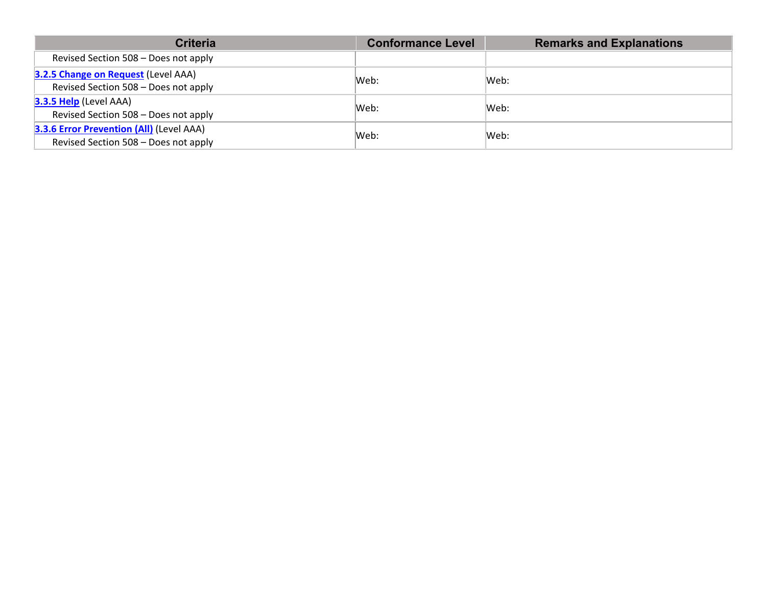| Criteria | Conformance Level | Remarks and Explanations |
|---|---|---|
| Revised Section 508 – Does not apply | | |
| **3.2.5 Change on Request** (Level AAA)<br>Revised Section 508 – Does not apply | Web: | Web: |
| **3.3.5 Help** (Level AAA)<br>Revised Section 508 – Does not apply | Web: | Web: |
| **3.3.6 Error Prevention (All)** (Level AAA)<br>Revised Section 508 – Does not apply | Web: | Web: |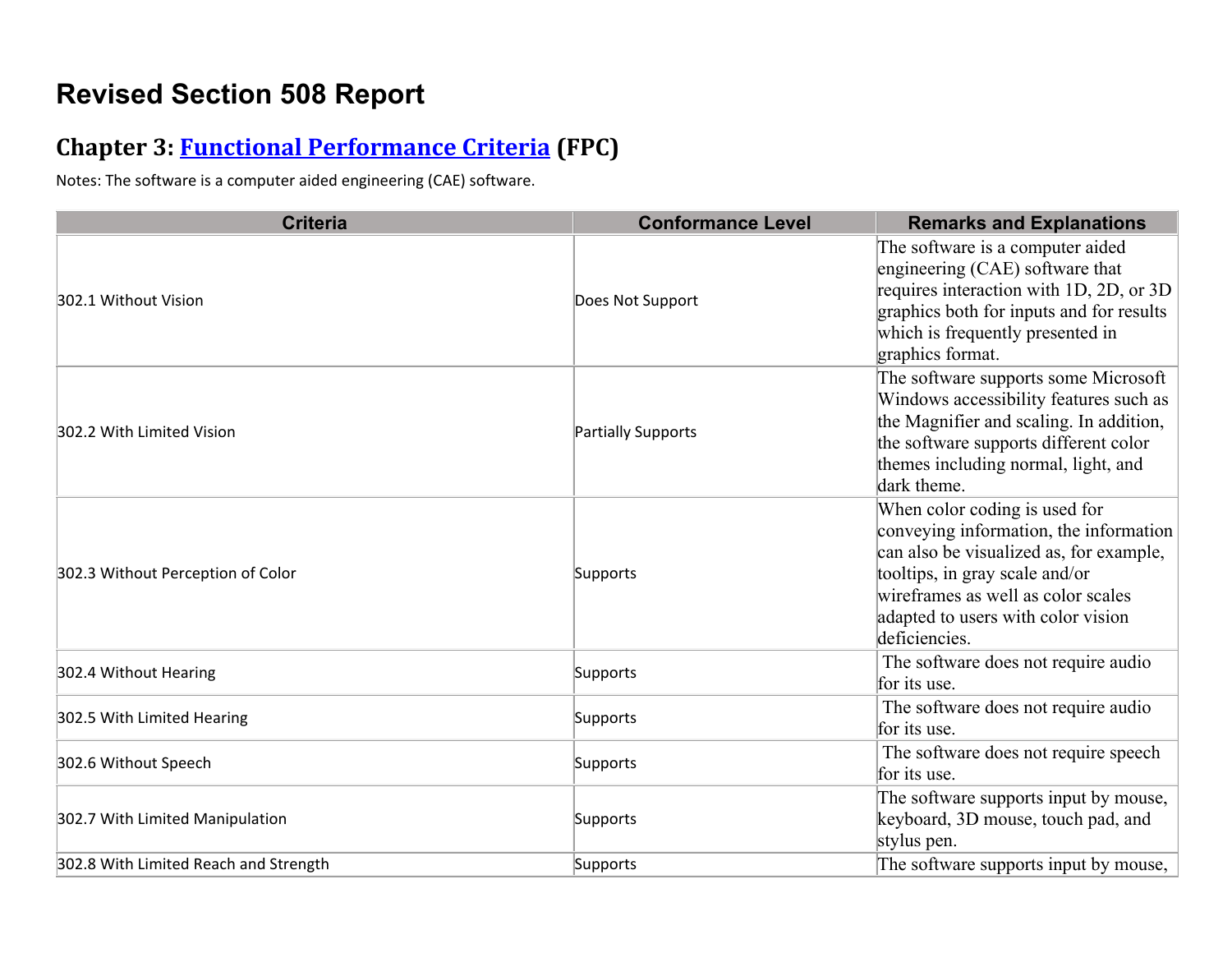# Revised Section 508 Report

## Chapter 3: [Functional Performance Criteria](#) (FPC)

Notes: The software is a computer aided engineering (CAE) software.

| Criteria | Conformance Level | Remarks and Explanations |
| --- | --- | --- |
| 302.1 Without Vision | Does Not Support | The software is a computer aided engineering (CAE) software that requires interaction with 1D, 2D, or 3D graphics both for inputs and for results which is frequently presented in graphics format. |
| 302.2 With Limited Vision | Partially Supports | The software supports some Microsoft Windows accessibility features such as the Magnifier and scaling. In addition, the software supports different color themes including normal, light, and dark theme. |
| 302.3 Without Perception of Color | Supports | When color coding is used for conveying information, the information can also be visualized as, for example, tooltips, in gray scale and/or wireframes as well as color scales adapted to users with color vision deficiencies. |
| 302.4 Without Hearing | Supports | The software does not require audio for its use. |
| 302.5 With Limited Hearing | Supports | The software does not require audio for its use. |
| 302.6 Without Speech | Supports | The software does not require speech for its use. |
| 302.7 With Limited Manipulation | Supports | The software supports input by mouse, keyboard, 3D mouse, touch pad, and stylus pen. |
| 302.8 With Limited Reach and Strength | Supports | The software supports input by mouse, |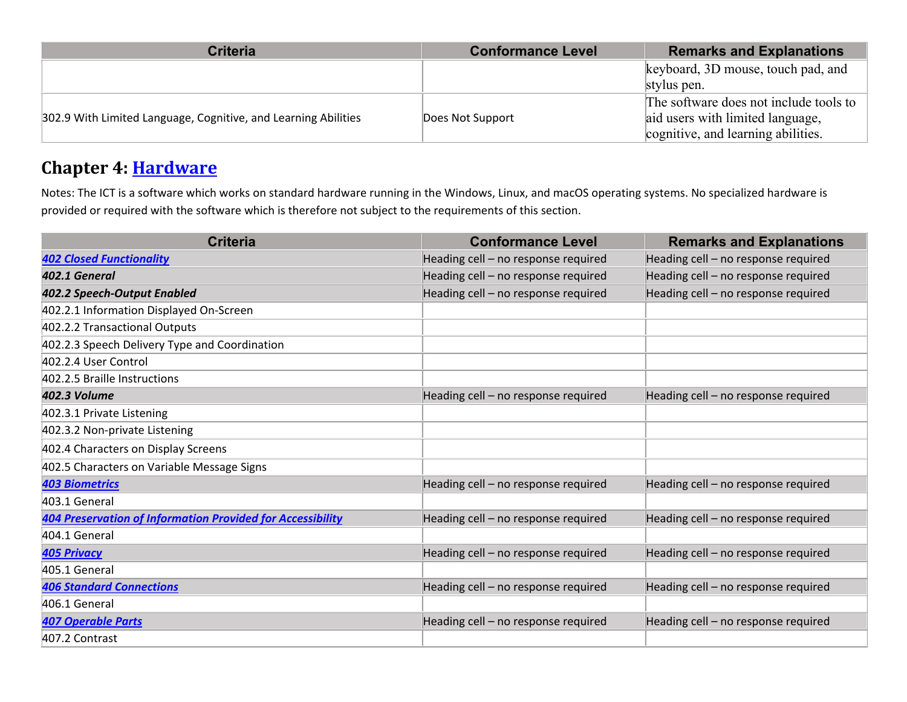| Criteria | Conformance Level | Remarks and Explanations |
|---|---|---|
| | | keyboard, 3D mouse, touch pad, and stylus pen. |
| 302.9 With Limited Language, Cognitive, and Learning Abilities | Does Not Support | The software does not include tools to aid users with limited language, cognitive, and learning abilities. |

## Chapter 4: Hardware

Notes: The ICT is a software which works on standard hardware running in the Windows, Linux, and macOS operating systems. No specialized hardware is provided or required with the software which is therefore not subject to the requirements of this section.

| Criteria | Conformance Level | Remarks and Explanations |
|---|---|---|
| ***402 Closed Functionality*** | Heading cell – no response required | Heading cell – no response required |
| ***402.1 General*** | Heading cell – no response required | Heading cell – no response required |
| ***402.2 Speech-Output Enabled*** | Heading cell – no response required | Heading cell – no response required |
| 402.2.1 Information Displayed On-Screen | | |
| 402.2.2 Transactional Outputs | | |
| 402.2.3 Speech Delivery Type and Coordination | | |
| 402.2.4 User Control | | |
| 402.2.5 Braille Instructions | | |
| ***402.3 Volume*** | Heading cell – no response required | Heading cell – no response required |
| 402.3.1 Private Listening | | |
| 402.3.2 Non-private Listening | | |
| 402.4 Characters on Display Screens | | |
| 402.5 Characters on Variable Message Signs | | |
| ***403 Biometrics*** | Heading cell – no response required | Heading cell – no response required |
| 403.1 General | | |
| ***404 Preservation of Information Provided for Accessibility*** | Heading cell – no response required | Heading cell – no response required |
| 404.1 General | | |
| ***405 Privacy*** | Heading cell – no response required | Heading cell – no response required |
| 405.1 General | | |
| ***406 Standard Connections*** | Heading cell – no response required | Heading cell – no response required |
| 406.1 General | | |
| ***407 Operable Parts*** | Heading cell – no response required | Heading cell – no response required |
| 407.2 Contrast | | |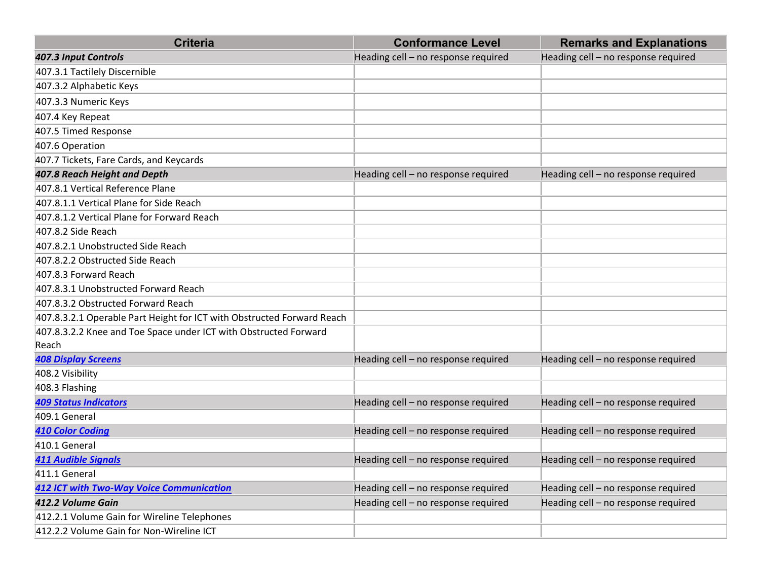| Criteria | Conformance Level | Remarks and Explanations |
|---|---|---|
| ***407.3 Input Controls*** | Heading cell – no response required | Heading cell – no response required |
| 407.3.1 Tactilely Discernible | | |
| 407.3.2 Alphabetic Keys | | |
| 407.3.3 Numeric Keys | | |
| 407.4 Key Repeat | | |
| 407.5 Timed Response | | |
| 407.6 Operation | | |
| 407.7 Tickets, Fare Cards, and Keycards | | |
| ***407.8 Reach Height and Depth*** | Heading cell – no response required | Heading cell – no response required |
| 407.8.1 Vertical Reference Plane | | |
| 407.8.1.1 Vertical Plane for Side Reach | | |
| 407.8.1.2 Vertical Plane for Forward Reach | | |
| 407.8.2 Side Reach | | |
| 407.8.2.1 Unobstructed Side Reach | | |
| 407.8.2.2 Obstructed Side Reach | | |
| 407.8.3 Forward Reach | | |
| 407.8.3.1 Unobstructed Forward Reach | | |
| 407.8.3.2 Obstructed Forward Reach | | |
| 407.8.3.2.1 Operable Part Height for ICT with Obstructed Forward Reach | | |
| 407.8.3.2.2 Knee and Toe Space under ICT with Obstructed Forward Reach | | |
| ***408 Display Screens*** | Heading cell – no response required | Heading cell – no response required |
| 408.2 Visibility | | |
| 408.3 Flashing | | |
| ***409 Status Indicators*** | Heading cell – no response required | Heading cell – no response required |
| 409.1 General | | |
| ***410 Color Coding*** | Heading cell – no response required | Heading cell – no response required |
| 410.1 General | | |
| ***411 Audible Signals*** | Heading cell – no response required | Heading cell – no response required |
| 411.1 General | | |
| ***412 ICT with Two-Way Voice Communication*** | Heading cell – no response required | Heading cell – no response required |
| ***412.2 Volume Gain*** | Heading cell – no response required | Heading cell – no response required |
| 412.2.1 Volume Gain for Wireline Telephones | | |
| 412.2.2 Volume Gain for Non-Wireline ICT | | |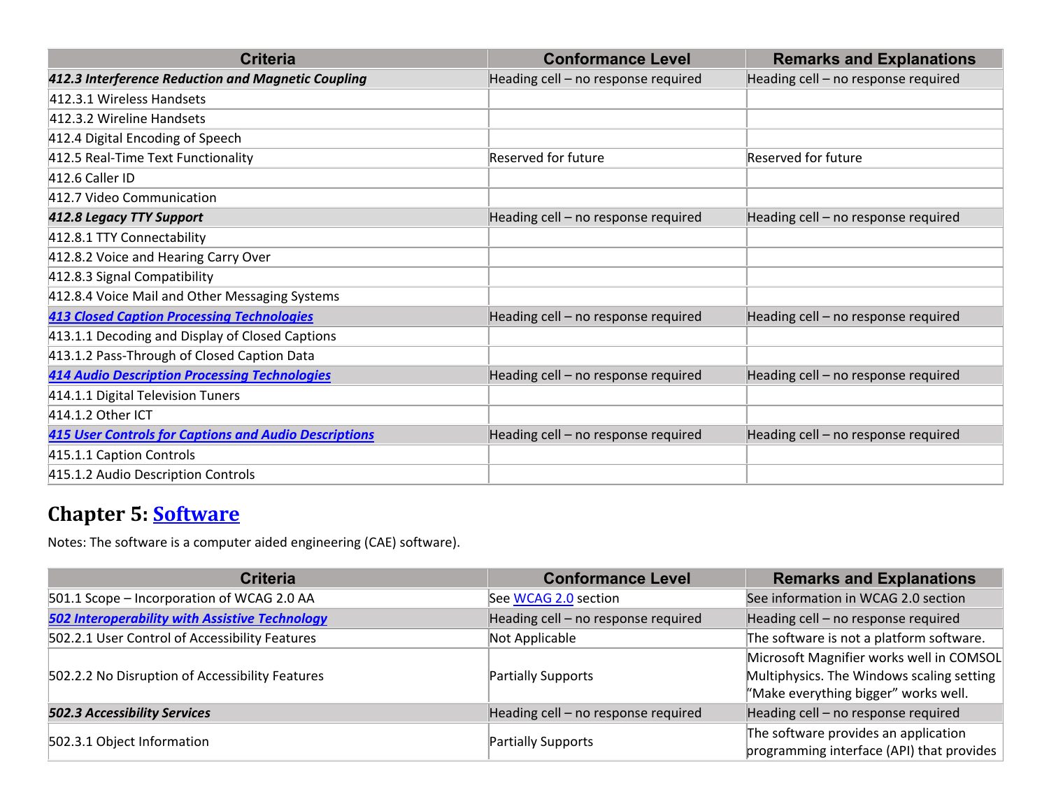| Criteria | Conformance Level | Remarks and Explanations |
|---|---|---|
| ***412.3 Interference Reduction and Magnetic Coupling*** | Heading cell – no response required | Heading cell – no response required |
| 412.3.1 Wireless Handsets | | |
| 412.3.2 Wireline Handsets | | |
| 412.4 Digital Encoding of Speech | | |
| 412.5 Real-Time Text Functionality | Reserved for future | Reserved for future |
| 412.6 Caller ID | | |
| 412.7 Video Communication | | |
| ***412.8 Legacy TTY Support*** | Heading cell – no response required | Heading cell – no response required |
| 412.8.1 TTY Connectability | | |
| 412.8.2 Voice and Hearing Carry Over | | |
| 412.8.3 Signal Compatibility | | |
| 412.8.4 Voice Mail and Other Messaging Systems | | |
| ***413 Closed Caption Processing Technologies*** | Heading cell – no response required | Heading cell – no response required |
| 413.1.1 Decoding and Display of Closed Captions | | |
| 413.1.2 Pass-Through of Closed Caption Data | | |
| ***414 Audio Description Processing Technologies*** | Heading cell – no response required | Heading cell – no response required |
| 414.1.1 Digital Television Tuners | | |
| 414.1.2 Other ICT | | |
| ***415 User Controls for Captions and Audio Descriptions*** | Heading cell – no response required | Heading cell – no response required |
| 415.1.1 Caption Controls | | |
| 415.1.2 Audio Description Controls | | |

## Chapter 5: Software

Notes: The software is a computer aided engineering (CAE) software).

| Criteria | Conformance Level | Remarks and Explanations |
|---|---|---|
| 501.1 Scope – Incorporation of WCAG 2.0 AA | See WCAG 2.0 section | See information in WCAG 2.0 section |
| ***502 Interoperability with Assistive Technology*** | Heading cell – no response required | Heading cell – no response required |
| 502.2.1 User Control of Accessibility Features | Not Applicable | The software is not a platform software. |
| 502.2.2 No Disruption of Accessibility Features | Partially Supports | Microsoft Magnifier works well in COMSOL Multiphysics. The Windows scaling setting "Make everything bigger" works well. |
| ***502.3 Accessibility Services*** | Heading cell – no response required | Heading cell – no response required |
| 502.3.1 Object Information | Partially Supports | The software provides an application programming interface (API) that provides |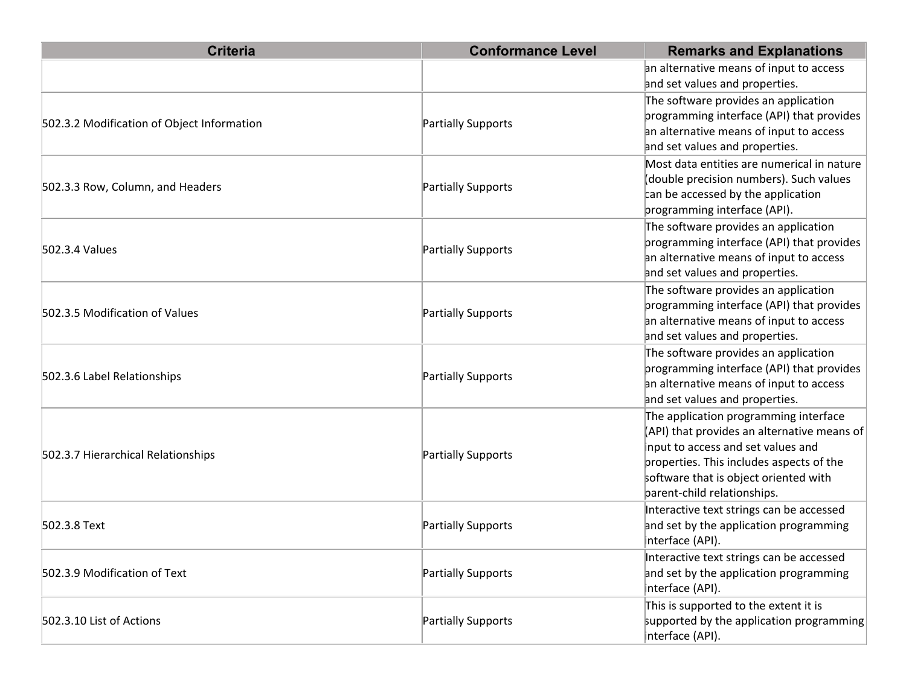| Criteria | Conformance Level | Remarks and Explanations |
|---|---|---|
| | | an alternative means of input to access and set values and properties. |
| 502.3.2 Modification of Object Information | Partially Supports | The software provides an application programming interface (API) that provides an alternative means of input to access and set values and properties. |
| 502.3.3 Row, Column, and Headers | Partially Supports | Most data entities are numerical in nature (double precision numbers). Such values can be accessed by the application programming interface (API). |
| 502.3.4 Values | Partially Supports | The software provides an application programming interface (API) that provides an alternative means of input to access and set values and properties. |
| 502.3.5 Modification of Values | Partially Supports | The software provides an application programming interface (API) that provides an alternative means of input to access and set values and properties. |
| 502.3.6 Label Relationships | Partially Supports | The software provides an application programming interface (API) that provides an alternative means of input to access and set values and properties. |
| 502.3.7 Hierarchical Relationships | Partially Supports | The application programming interface (API) that provides an alternative means of input to access and set values and properties. This includes aspects of the software that is object oriented with parent-child relationships. |
| 502.3.8 Text | Partially Supports | Interactive text strings can be accessed and set by the application programming interface (API). |
| 502.3.9 Modification of Text | Partially Supports | Interactive text strings can be accessed and set by the application programming interface (API). |
| 502.3.10 List of Actions | Partially Supports | This is supported to the extent it is supported by the application programming interface (API). |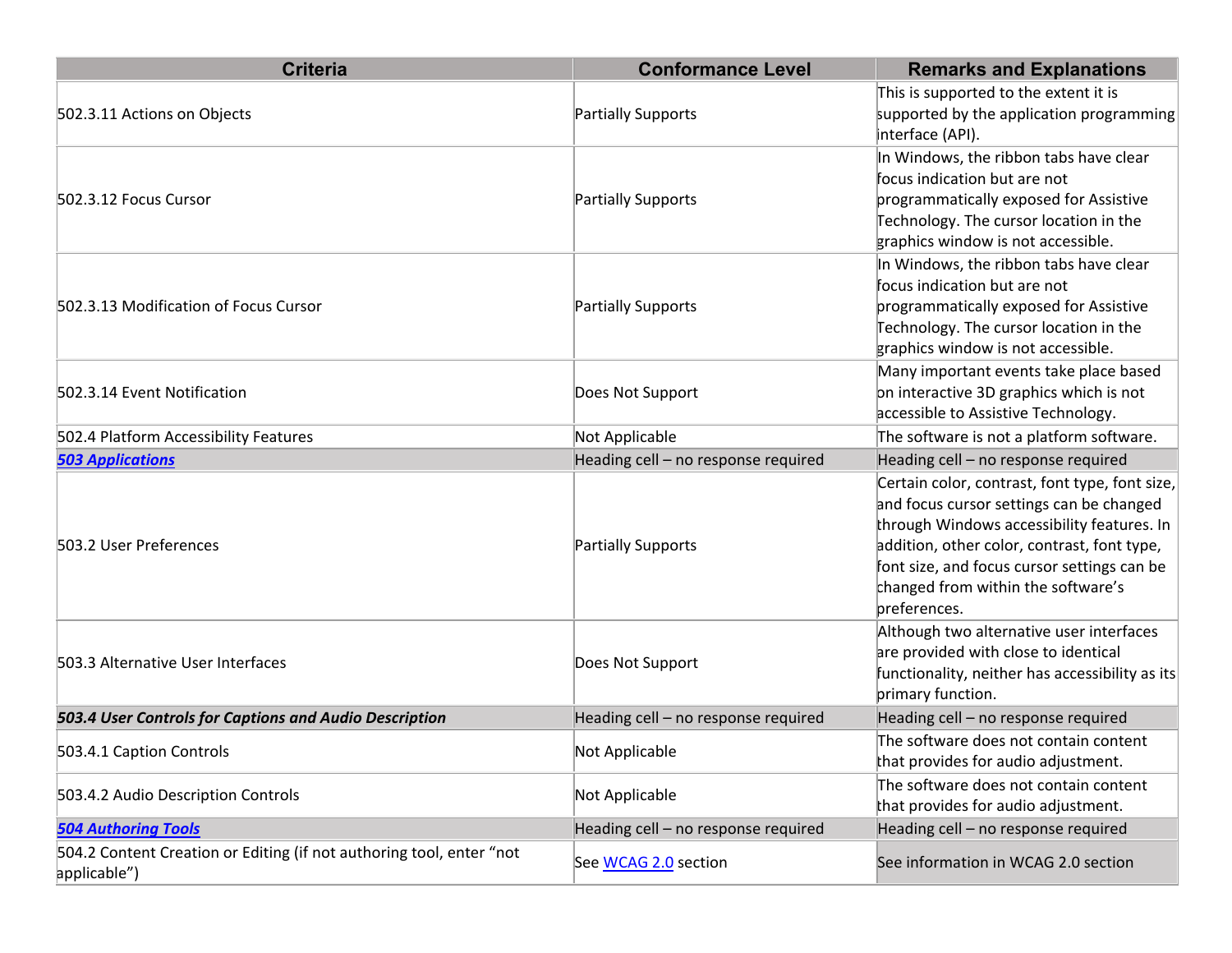| Criteria | Conformance Level | Remarks and Explanations |
|---|---|---|
| 502.3.11 Actions on Objects | Partially Supports | This is supported to the extent it is supported by the application programming interface (API). |
| 502.3.12 Focus Cursor | Partially Supports | In Windows, the ribbon tabs have clear focus indication but are not programmatically exposed for Assistive Technology. The cursor location in the graphics window is not accessible. |
| 502.3.13 Modification of Focus Cursor | Partially Supports | In Windows, the ribbon tabs have clear focus indication but are not programmatically exposed for Assistive Technology. The cursor location in the graphics window is not accessible. |
| 502.3.14 Event Notification | Does Not Support | Many important events take place based on interactive 3D graphics which is not accessible to Assistive Technology. |
| 502.4 Platform Accessibility Features | Not Applicable | The software is not a platform software. |
| ***503 Applications*** | Heading cell – no response required | Heading cell – no response required |
| 503.2 User Preferences | Partially Supports | Certain color, contrast, font type, font size, and focus cursor settings can be changed through Windows accessibility features. In addition, other color, contrast, font type, font size, and focus cursor settings can be changed from within the software’s preferences. |
| 503.3 Alternative User Interfaces | Does Not Support | Although two alternative user interfaces are provided with close to identical functionality, neither has accessibility as its primary function. |
| ***503.4 User Controls for Captions and Audio Description*** | Heading cell – no response required | Heading cell – no response required |
| 503.4.1 Caption Controls | Not Applicable | The software does not contain content that provides for audio adjustment. |
| 503.4.2 Audio Description Controls | Not Applicable | The software does not contain content that provides for audio adjustment. |
| ***504 Authoring Tools*** | Heading cell – no response required | Heading cell – no response required |
| 504.2 Content Creation or Editing (if not authoring tool, enter “not applicable”) | See WCAG 2.0 section | See information in WCAG 2.0 section |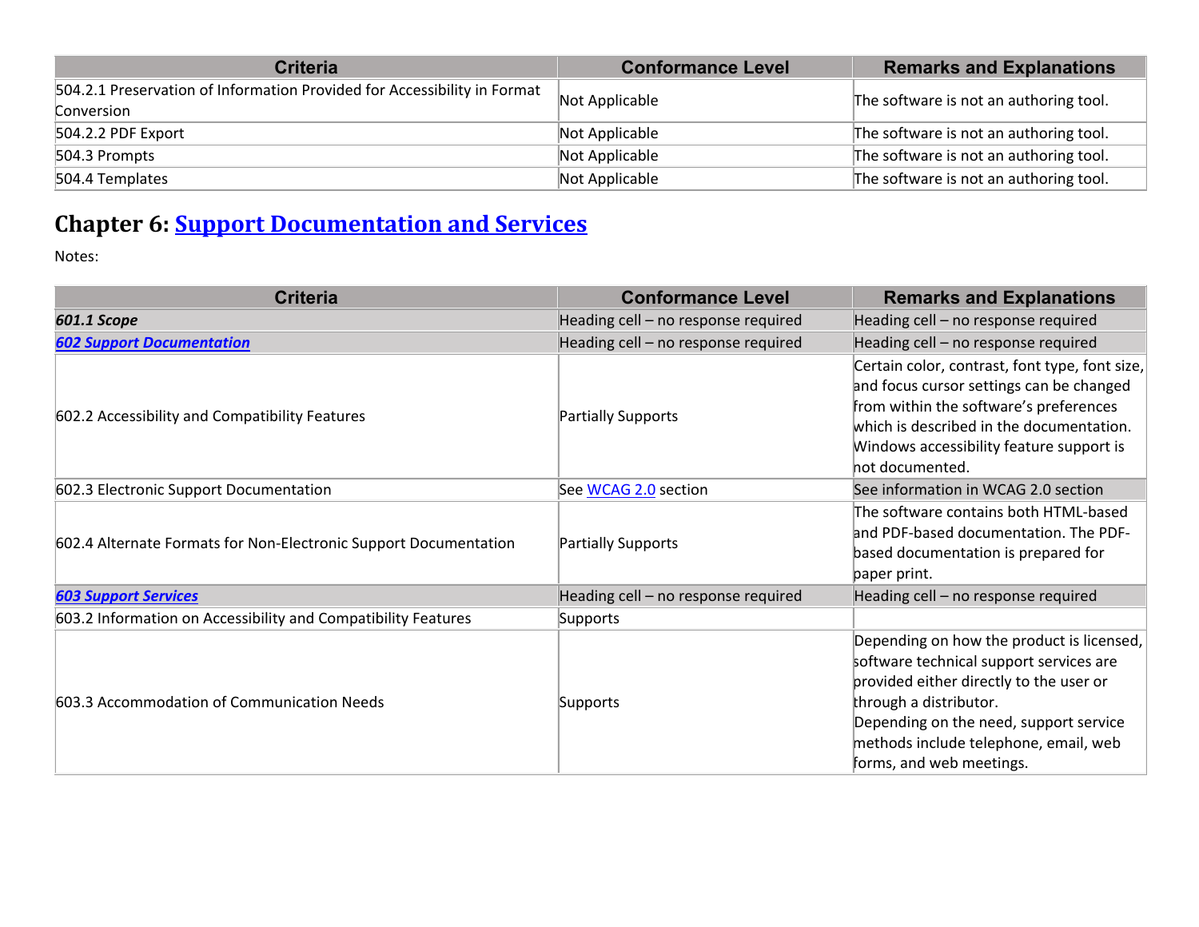| Criteria | Conformance Level | Remarks and Explanations |
|---|---|---|
| 504.2.1 Preservation of Information Provided for Accessibility in Format Conversion | Not Applicable | The software is not an authoring tool. |
| 504.2.2 PDF Export | Not Applicable | The software is not an authoring tool. |
| 504.3 Prompts | Not Applicable | The software is not an authoring tool. |
| 504.4 Templates | Not Applicable | The software is not an authoring tool. |

## Chapter 6: Support Documentation and Services

Notes:

| Criteria | Conformance Level | Remarks and Explanations |
|---|---|---|
| ***601.1 Scope*** | Heading cell – no response required | Heading cell – no response required |
| ***602 Support Documentation*** | Heading cell – no response required | Heading cell – no response required |
| 602.2 Accessibility and Compatibility Features | Partially Supports | Certain color, contrast, font type, font size, and focus cursor settings can be changed from within the software's preferences which is described in the documentation. Windows accessibility feature support is not documented. |
| 602.3 Electronic Support Documentation | See WCAG 2.0 section | See information in WCAG 2.0 section |
| 602.4 Alternate Formats for Non-Electronic Support Documentation | Partially Supports | The software contains both HTML-based and PDF-based documentation. The PDF-based documentation is prepared for paper print. |
| ***603 Support Services*** | Heading cell – no response required | Heading cell – no response required |
| 603.2 Information on Accessibility and Compatibility Features | Supports | |
| 603.3 Accommodation of Communication Needs | Supports | Depending on how the product is licensed, software technical support services are provided either directly to the user or through a distributor.<br>Depending on the need, support service methods include telephone, email, web forms, and web meetings. |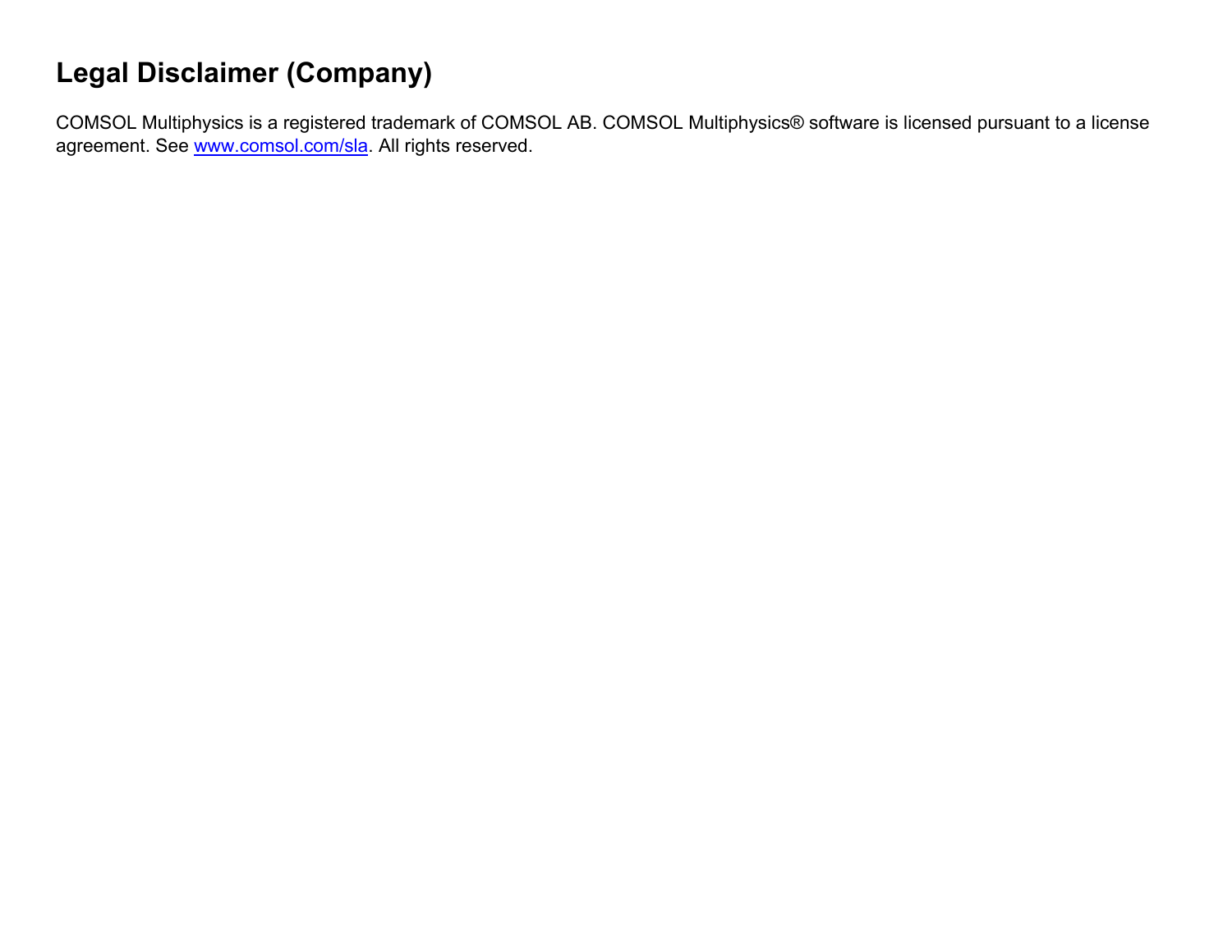## Legal Disclaimer (Company)

COMSOL Multiphysics is a registered trademark of COMSOL AB. COMSOL Multiphysics® software is licensed pursuant to a license agreement. See [www.comsol.com/sla](http://www.comsol.com/sla). All rights reserved.